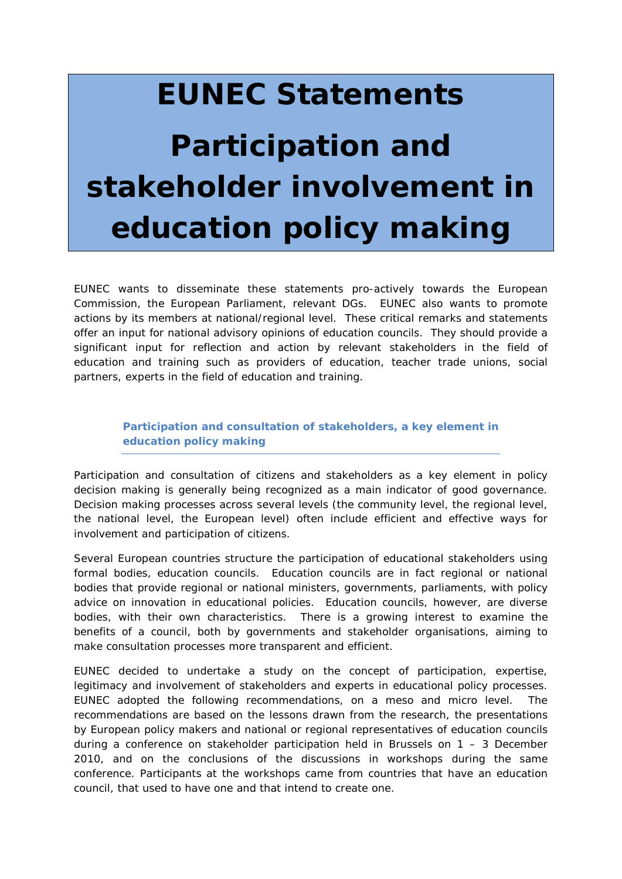# EUNEC Statements

# Participation and stakeholder involvement in education policy making

EUNEC wants to disseminate these statements pro-actively towards the European Commission, the European Parliament, relevant DGs. EUNEC also wants to promote actions by its members at national/regional level. These critical remarks and statements offer an input for national advisory opinions of education councils. They should provide a significant input for reflection and action by relevant stakeholders in the field of education and training such as providers of education, teacher trade unions, social partners, experts in the field of education and training.

## Participation and consultation of stakeholders, a key element in education policy making

Participation and consultation of citizens and stakeholders as a key element in policy decision making is generally being recognized as a main indicator of good governance. Decision making processes across several levels (the community level, the regional level, the national level, the European level) often include efficient and effective ways for involvement and participation of citizens.

Several European countries structure the participation of educational stakeholders using formal bodies, education councils. Education councils are in fact regional or national bodies that provide regional or national ministers, governments, parliaments, with policy advice on innovation in educational policies. Education councils, however, are diverse bodies, with their own characteristics. There is a growing interest to examine the benefits of a council, both by governments and stakeholder organisations, aiming to make consultation processes more transparent and efficient.

EUNEC decided to undertake a study on the concept of participation, expertise, legitimacy and involvement of stakeholders and experts in educational policy processes. EUNEC adopted the following recommendations, on a meso and micro level. The recommendations are based on the lessons drawn from the research, the presentations by European policy makers and national or regional representatives of education councils during a conference on stakeholder participation held in Brussels on 1 – 3 December 2010, and on the conclusions of the discussions in workshops during the same conference. Participants at the workshops came from countries that have an education council, that used to have one and that intend to create one.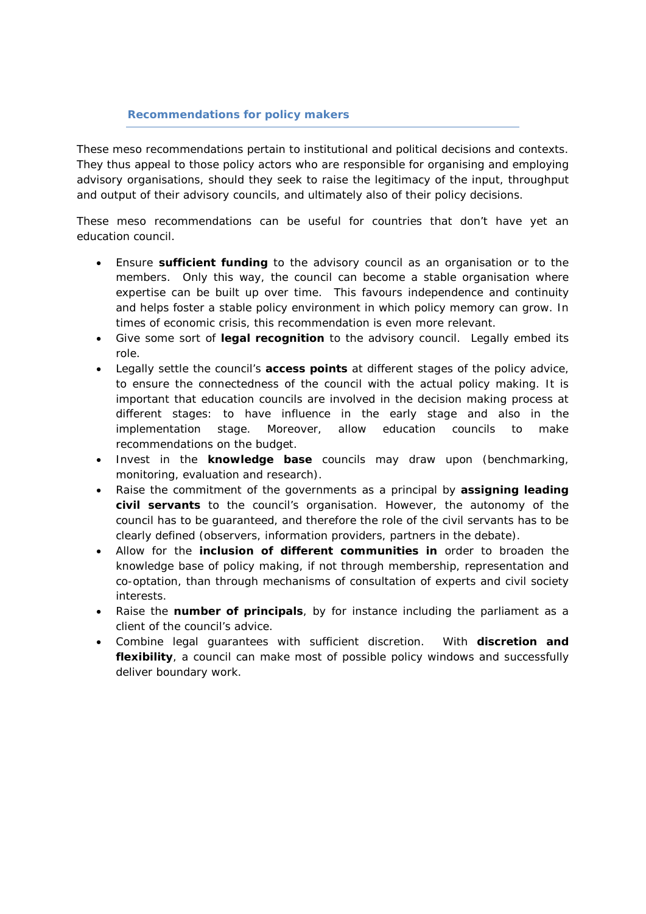## Recommendations for policy makers

These meso recommendations pertain to institutional and political decisions and contexts. They thus appeal to those policy actors who are responsible for organising and employing advisory organisations, should they seek to raise the legitimacy of the input, throughput and output of their advisory councils, and ultimately also of their policy decisions.

These meso recommendations can be useful for countries that don't have yet an education council.

- Ensure **sufficient funding** to the advisory council as an organisation or to the members. Only this way, the council can become a stable organisation where expertise can be built up over time. This favours independence and continuity and helps foster a stable policy environment in which policy memory can grow. In times of economic crisis, this recommendation is even more relevant.
- Give some sort of **legal recognition** to the advisory council. Legally embed its role.
- Legally settle the council's **access points** at different stages of the policy advice, to ensure the connectedness of the council with the actual policy making. It is important that education councils are involved in the decision making process at different stages: to have influence in the early stage and also in the implementation stage. Moreover, allow education councils to make recommendations on the budget.
- Invest in the **knowledge base** councils may draw upon (benchmarking, monitoring, evaluation and research).
- Raise the commitment of the governments as a principal by **assigning leading civil servants** to the council's organisation. However, the autonomy of the council has to be guaranteed, and therefore the role of the civil servants has to be clearly defined (observers, information providers, partners in the debate).
- Allow for the **inclusion of different communities in** order to broaden the knowledge base of policy making, if not through membership, representation and co-optation, than through mechanisms of consultation of experts and civil society interests.
- Raise the **number of principals**, by for instance including the parliament as a client of the council's advice.
- Combine legal guarantees with sufficient discretion. With **discretion and flexibility**, a council can make most of possible policy windows and successfully deliver boundary work.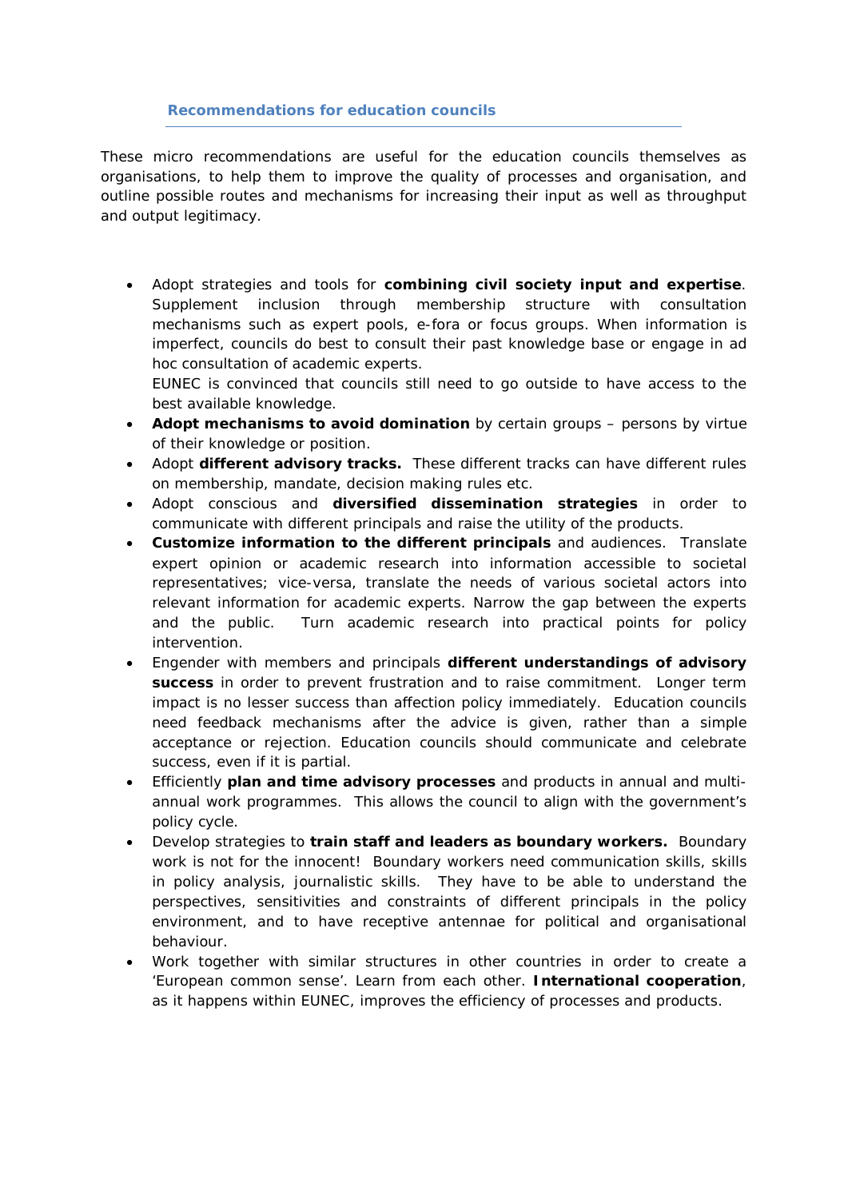## Recommendations for education councils

These micro recommendations are useful for the education councils themselves as organisations, to help them to improve the quality of processes and organisation, and outline possible routes and mechanisms for increasing their input as well as throughput and output legitimacy.

- Adopt strategies and tools for **combining civil society input and expertise**. Supplement inclusion through membership structure with consultation mechanisms such as expert pools, e-fora or focus groups. When information is imperfect, councils do best to consult their past knowledge base or engage in ad hoc consultation of academic experts.
  EUNEC is convinced that councils still need to go outside to have access to the best available knowledge.
- **Adopt mechanisms to avoid domination** by certain groups – persons by virtue of their knowledge or position.
- Adopt **different advisory tracks.** These different tracks can have different rules on membership, mandate, decision making rules etc.
- Adopt conscious and **diversified dissemination strategies** in order to communicate with different principals and raise the utility of the products.
- **Customize information to the different principals** and audiences. Translate expert opinion or academic research into information accessible to societal representatives; vice-versa, translate the needs of various societal actors into relevant information for academic experts. Narrow the gap between the experts and the public. Turn academic research into practical points for policy intervention.
- Engender with members and principals **different understandings of advisory success** in order to prevent frustration and to raise commitment. Longer term impact is no lesser success than affection policy immediately. Education councils need feedback mechanisms after the advice is given, rather than a simple acceptance or rejection. Education councils should communicate and celebrate success, even if it is partial.
- Efficiently **plan and time advisory processes** and products in annual and multi-annual work programmes. This allows the council to align with the government's policy cycle.
- Develop strategies to **train staff and leaders as boundary workers.** Boundary work is not for the innocent! Boundary workers need communication skills, skills in policy analysis, journalistic skills. They have to be able to understand the perspectives, sensitivities and constraints of different principals in the policy environment, and to have receptive antennae for political and organisational behaviour.
- Work together with similar structures in other countries in order to create a 'European common sense'. Learn from each other. **International cooperation**, as it happens within EUNEC, improves the efficiency of processes and products.